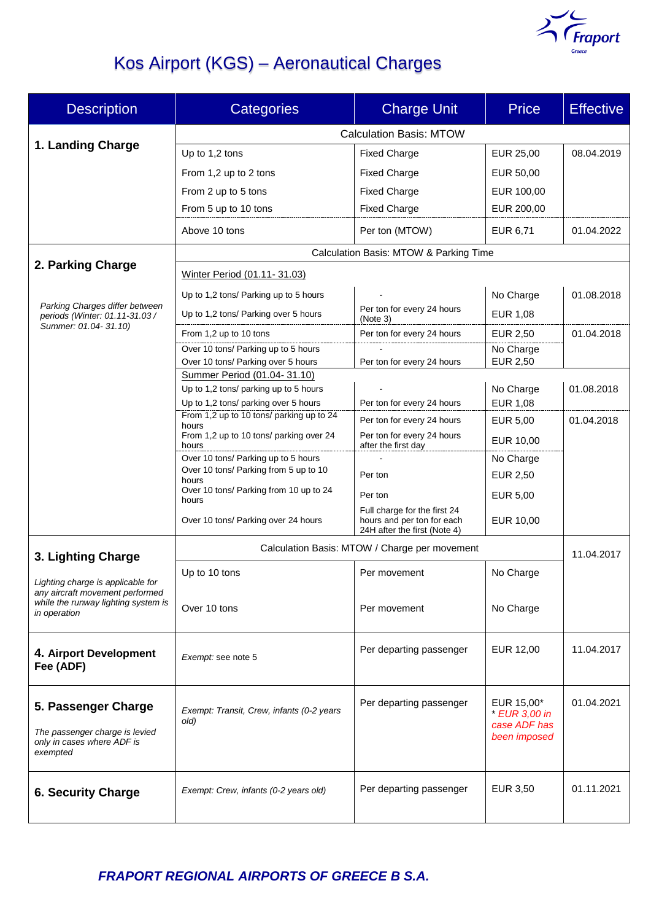# Kos Airport (KGS) – Aeronautical Charges

| Description | Categories | Charge Unit | Price | Effective |
|---|---|---|---|---|
| **1. Landing Charge** | Calculation Basis: MTOW | | | |
| | Up to 1,2 tons | Fixed Charge | EUR 25,00 | 08.04.2019 |
| | From 1,2 up to 2 tons | Fixed Charge | EUR 50,00 | |
| | From 2 up to 5 tons | Fixed Charge | EUR 100,00 | |
| | From 5 up to 10 tons | Fixed Charge | EUR 200,00 | |
| | Above 10 tons | Per ton (MTOW) | EUR 6,71 | 01.04.2022 |
| **2. Parking Charge**<br>*Parking Charges differ between periods (Winter: 01.11-31.03 / Summer: 01.04- 31.10)* | Calculation Basis: MTOW & Parking Time | | | |
| | Winter Period (01.11- 31.03) | | | |
| | Up to 1,2 tons/ Parking up to 5 hours | - | No Charge | 01.08.2018 |
| | Up to 1,2 tons/ Parking over 5 hours | Per ton for every 24 hours (Note 3) | EUR 1,08 | |
| | From 1,2 up to 10 tons | Per ton for every 24 hours | EUR 2,50 | 01.04.2018 |
| | Over 10 tons/ Parking up to 5 hours | - | No Charge | |
| | Over 10 tons/ Parking over 5 hours | Per ton for every 24 hours | EUR 2,50 | |
| | Summer Period (01.04- 31.10) | | | |
| | Up to 1,2 tons/ parking up to 5 hours | - | No Charge | 01.08.2018 |
| | Up to 1,2 tons/ parking over 5 hours | Per ton for every 24 hours | EUR 1,08 | |
| | From 1,2 up to 10 tons/ parking up to 24 hours | Per ton for every 24 hours | EUR 5,00 | 01.04.2018 |
| | From 1,2 up to 10 tons/ parking over 24 hours | Per ton for every 24 hours after the first day | EUR 10,00 | |
| | Over 10 tons/ Parking up to 5 hours | - | No Charge | |
| | Over 10 tons/ Parking from 5 up to 10 hours | Per ton | EUR 2,50 | |
| | Over 10 tons/ Parking from 10 up to 24 hours | Per ton | EUR 5,00 | |
| | Over 10 tons/ Parking over 24 hours | Full charge for the first 24 hours and per ton for each 24H after the first (Note 4) | EUR 10,00 | |
| **3. Lighting Charge**<br>*Lighting charge is applicable for any aircraft movement performed while the runway lighting system is in operation* | Calculation Basis: MTOW / Charge per movement | | | 11.04.2017 |
| | Up to 10 tons | Per movement | No Charge | |
| | Over 10 tons | Per movement | No Charge | |
| **4. Airport Development Fee (ADF)** | *Exempt:* see note 5 | Per departing passenger | EUR 12,00 | 11.04.2017 |
| **5. Passenger Charge**<br>*The passenger charge is levied only in cases where ADF is exempted* | *Exempt: Transit, Crew, infants (0-2 years old)* | Per departing passenger | EUR 15,00*<br>*\* EUR 3,00 in case ADF has been imposed* | 01.04.2021 |
| **6. Security Charge** | *Exempt: Crew, infants (0-2 years old)* | Per departing passenger | EUR 3,50 | 01.11.2021 |

***FRAPORT REGIONAL AIRPORTS OF GREECE B S.A.***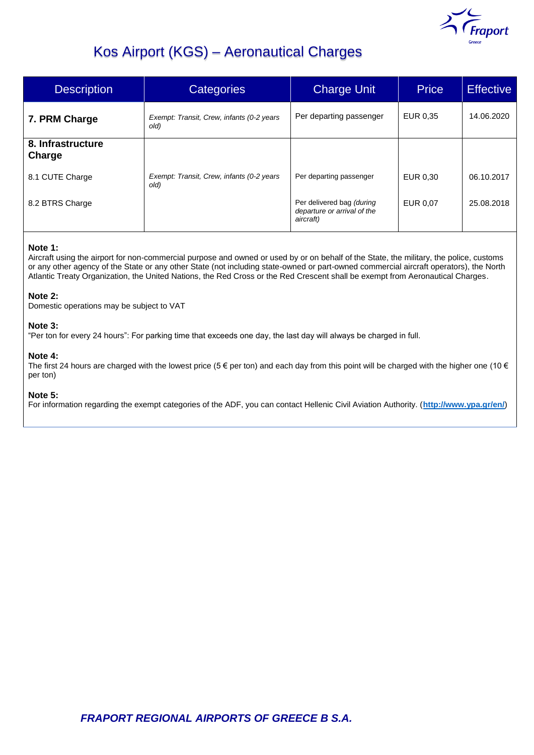# Kos Airport (KGS) – Aeronautical Charges

| Description | Categories | Charge Unit | Price | Effective |
|---|---|---|---|---|
| **7. PRM Charge** | *Exempt: Transit, Crew, infants (0-2 years old)* | Per departing passenger | EUR 0,35 | 14.06.2020 |
| **8. Infrastructure Charge** | | | | |
| 8.1 CUTE Charge | *Exempt: Transit, Crew, infants (0-2 years old)* | Per departing passenger | EUR 0,30 | 06.10.2017 |
| 8.2 BTRS Charge | | Per delivered bag *(during departure or arrival of the aircraft)* | EUR 0,07 | 25.08.2018 |

**Note 1:**
Aircraft using the airport for non-commercial purpose and owned or used by or on behalf of the State, the military, the police, customs or any other agency of the State or any other State (not including state-owned or part-owned commercial aircraft operators), the North Atlantic Treaty Organization, the United Nations, the Red Cross or the Red Crescent shall be exempt from Aeronautical Charges.

**Note 2:**
Domestic operations may be subject to VAT

**Note 3:**
"Per ton for every 24 hours": For parking time that exceeds one day, the last day will always be charged in full.

**Note 4:**
The first 24 hours are charged with the lowest price (5 € per ton) and each day from this point will be charged with the higher one (10 € per ton)

**Note 5:**
For information regarding the exempt categories of the ADF, you can contact Hellenic Civil Aviation Authority. (**http://www.ypa.gr/en/**)

*FRAPORT REGIONAL AIRPORTS OF GREECE B S.A.*